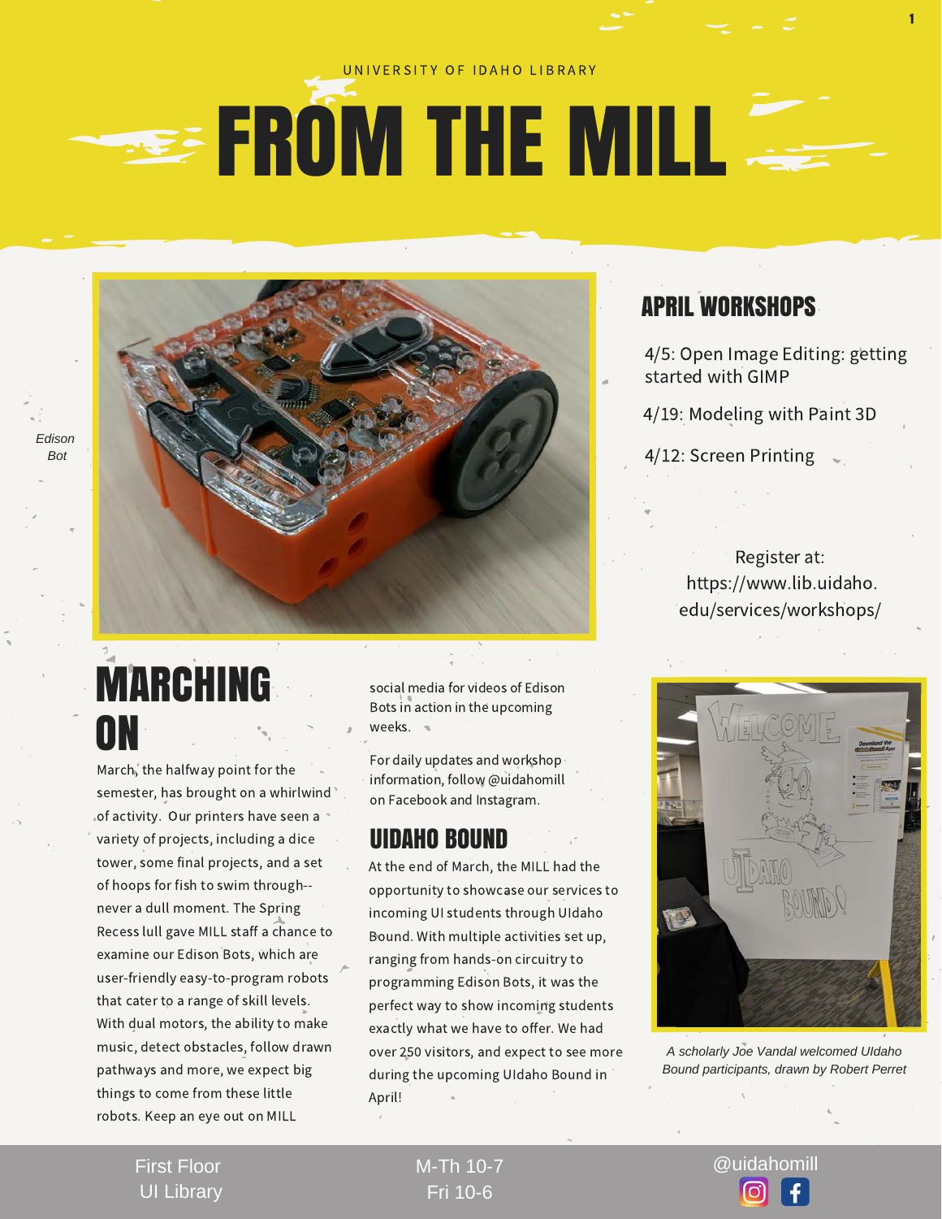UNIVERSITY OF IDAHO LIBRARY

# FROM THE MILL

*Edison Bot*

## APRIL WORKSHOPS

4/5: Open Image Editing: getting started with GIMP

4/19: Modeling with Paint 3D

4/12: Screen Printing

Register at: https://www.lib.uidaho.edu/services/workshops/

## MARCHING ON

March, the halfway point for the semester, has brought on a whirlwind of activity. Our printers have seen a variety of projects, including a dice tower, some final projects, and a set of hoops for fish to swim through--never a dull moment. The Spring Recess lull gave MILL staff a chance to examine our Edison Bots, which are user-friendly easy-to-program robots that cater to a range of skill levels. With dual motors, the ability to make music, detect obstacles, follow drawn pathways and more, we expect big things to come from these little robots. Keep an eye out on MILL social media for videos of Edison Bots in action in the upcoming weeks.

For daily updates and workshop information, follow @uidahomill on Facebook and Instagram.

## UIDAHO BOUND

At the end of March, the MILL had the opportunity to showcase our services to incoming UI students through UIdaho Bound. With multiple activities set up, ranging from hands-on circuitry to programming Edison Bots, it was the perfect way to show incoming students exactly what we have to offer. We had over 250 visitors, and expect to see more during the upcoming UIdaho Bound in April!

*A scholarly Joe Vandal welcomed UIdaho Bound participants, drawn by Robert Perret*

First Floor UI Library | M-Th 10-7 Fri 10-6 | @uidahomill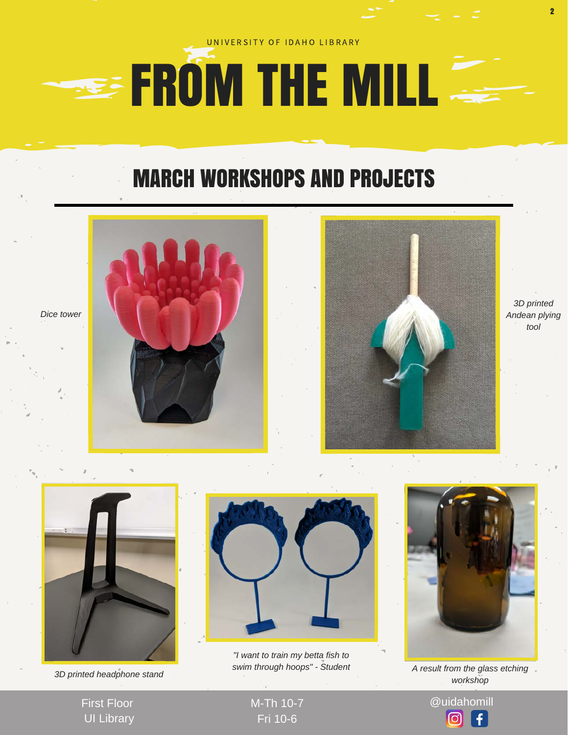UNIVERSITY OF IDAHO LIBRARY

# FROM THE MILL

## MARCH WORKSHOPS AND PROJECTS

*Dice tower*

*3D printed Andean plying tool*

*3D printed headphone stand*

*"I want to train my betta fish to swim through hoops" - Student*

*A result from the glass etching workshop*

First Floor
UI Library

M-Th 10-7
Fri 10-6

@uidahomill